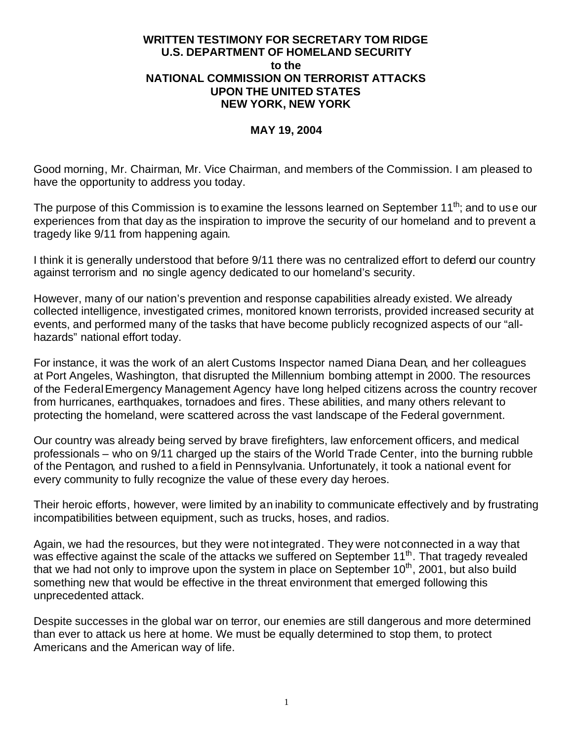**WRITTEN TESTIMONY FOR SECRETARY TOM RIDGE**
**U.S. DEPARTMENT OF HOMELAND SECURITY**
**to the**
**NATIONAL COMMISSION ON TERRORIST ATTACKS**
**UPON THE UNITED STATES**
**NEW YORK, NEW YORK**

**MAY 19, 2004**

Good morning, Mr. Chairman, Mr. Vice Chairman, and members of the Commission. I am pleased to have the opportunity to address you today.

The purpose of this Commission is to examine the lessons learned on September 11th; and to use our experiences from that day as the inspiration to improve the security of our homeland and to prevent a tragedy like 9/11 from happening again.

I think it is generally understood that before 9/11 there was no centralized effort to defend our country against terrorism and no single agency dedicated to our homeland's security.

However, many of our nation's prevention and response capabilities already existed. We already collected intelligence, investigated crimes, monitored known terrorists, provided increased security at events, and performed many of the tasks that have become publicly recognized aspects of our "all-hazards" national effort today.

For instance, it was the work of an alert Customs Inspector named Diana Dean, and her colleagues at Port Angeles, Washington, that disrupted the Millennium bombing attempt in 2000. The resources of the Federal Emergency Management Agency have long helped citizens across the country recover from hurricanes, earthquakes, tornadoes and fires. These abilities, and many others relevant to protecting the homeland, were scattered across the vast landscape of the Federal government.

Our country was already being served by brave firefighters, law enforcement officers, and medical professionals – who on 9/11 charged up the stairs of the World Trade Center, into the burning rubble of the Pentagon, and rushed to a field in Pennsylvania. Unfortunately, it took a national event for every community to fully recognize the value of these every day heroes.

Their heroic efforts, however, were limited by an inability to communicate effectively and by frustrating incompatibilities between equipment, such as trucks, hoses, and radios.

Again, we had the resources, but they were not integrated. They were not connected in a way that was effective against the scale of the attacks we suffered on September 11th. That tragedy revealed that we had not only to improve upon the system in place on September 10th, 2001, but also build something new that would be effective in the threat environment that emerged following this unprecedented attack.

Despite successes in the global war on terror, our enemies are still dangerous and more determined than ever to attack us here at home. We must be equally determined to stop them, to protect Americans and the American way of life.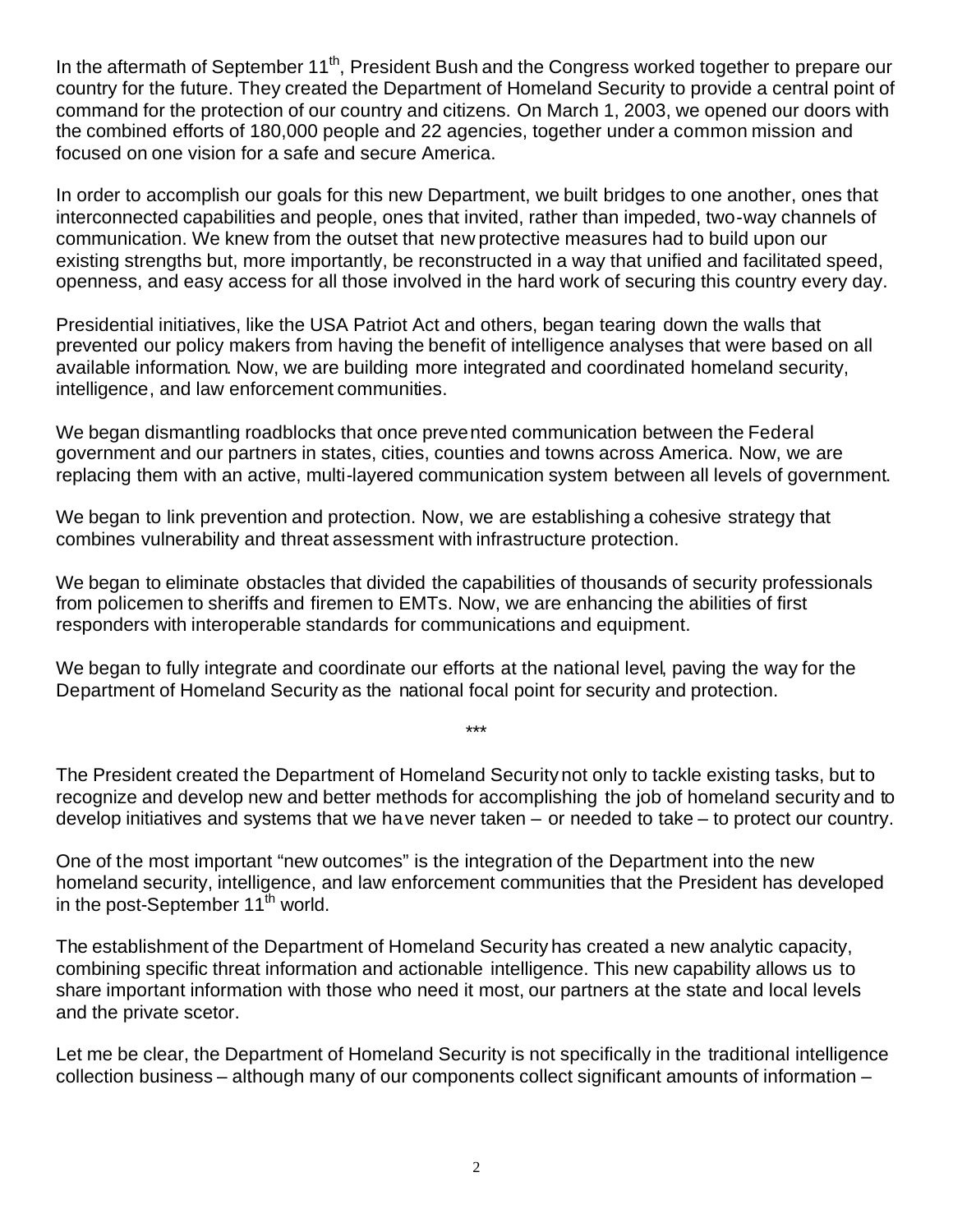In the aftermath of September 11th, President Bush and the Congress worked together to prepare our country for the future. They created the Department of Homeland Security to provide a central point of command for the protection of our country and citizens. On March 1, 2003, we opened our doors with the combined efforts of 180,000 people and 22 agencies, together under a common mission and focused on one vision for a safe and secure America.

In order to accomplish our goals for this new Department, we built bridges to one another, ones that interconnected capabilities and people, ones that invited, rather than impeded, two-way channels of communication. We knew from the outset that new protective measures had to build upon our existing strengths but, more importantly, be reconstructed in a way that unified and facilitated speed, openness, and easy access for all those involved in the hard work of securing this country every day.

Presidential initiatives, like the USA Patriot Act and others, began tearing down the walls that prevented our policy makers from having the benefit of intelligence analyses that were based on all available information. Now, we are building more integrated and coordinated homeland security, intelligence, and law enforcement communities.

We began dismantling roadblocks that once prevented communication between the Federal government and our partners in states, cities, counties and towns across America. Now, we are replacing them with an active, multi-layered communication system between all levels of government.

We began to link prevention and protection. Now, we are establishing a cohesive strategy that combines vulnerability and threat assessment with infrastructure protection.

We began to eliminate obstacles that divided the capabilities of thousands of security professionals from policemen to sheriffs and firemen to EMTs. Now, we are enhancing the abilities of first responders with interoperable standards for communications and equipment.

We began to fully integrate and coordinate our efforts at the national level, paving the way for the Department of Homeland Security as the national focal point for security and protection.

***

The President created the Department of Homeland Security not only to tackle existing tasks, but to recognize and develop new and better methods for accomplishing the job of homeland security and to develop initiatives and systems that we have never taken – or needed to take – to protect our country.

One of the most important "new outcomes" is the integration of the Department into the new homeland security, intelligence, and law enforcement communities that the President has developed in the post-September 11th world.

The establishment of the Department of Homeland Security has created a new analytic capacity, combining specific threat information and actionable intelligence. This new capability allows us to share important information with those who need it most, our partners at the state and local levels and the private scetor.

Let me be clear, the Department of Homeland Security is not specifically in the traditional intelligence collection business – although many of our components collect significant amounts of information –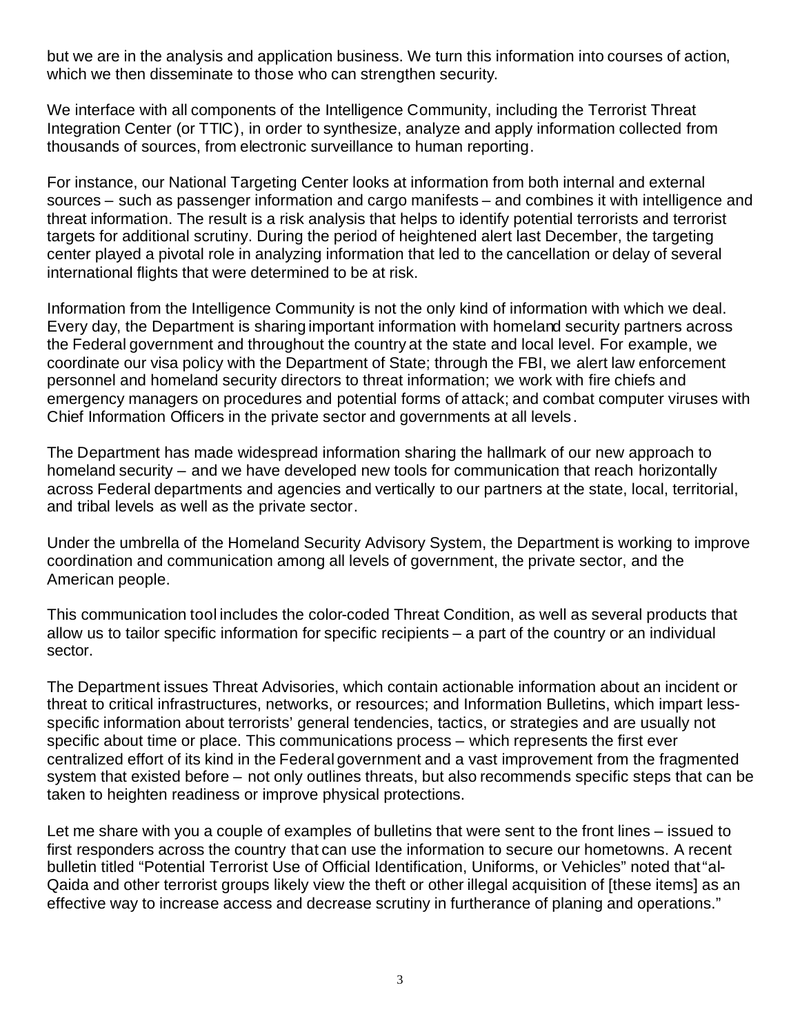but we are in the analysis and application business. We turn this information into courses of action, which we then disseminate to those who can strengthen security.

We interface with all components of the Intelligence Community, including the Terrorist Threat Integration Center (or TTIC), in order to synthesize, analyze and apply information collected from thousands of sources, from electronic surveillance to human reporting.

For instance, our National Targeting Center looks at information from both internal and external sources – such as passenger information and cargo manifests – and combines it with intelligence and threat information. The result is a risk analysis that helps to identify potential terrorists and terrorist targets for additional scrutiny. During the period of heightened alert last December, the targeting center played a pivotal role in analyzing information that led to the cancellation or delay of several international flights that were determined to be at risk.

Information from the Intelligence Community is not the only kind of information with which we deal. Every day, the Department is sharing important information with homeland security partners across the Federal government and throughout the country at the state and local level. For example, we coordinate our visa policy with the Department of State; through the FBI, we alert law enforcement personnel and homeland security directors to threat information; we work with fire chiefs and emergency managers on procedures and potential forms of attack; and combat computer viruses with Chief Information Officers in the private sector and governments at all levels.

The Department has made widespread information sharing the hallmark of our new approach to homeland security – and we have developed new tools for communication that reach horizontally across Federal departments and agencies and vertically to our partners at the state, local, territorial, and tribal levels as well as the private sector.

Under the umbrella of the Homeland Security Advisory System, the Department is working to improve coordination and communication among all levels of government, the private sector, and the American people.

This communication tool includes the color-coded Threat Condition, as well as several products that allow us to tailor specific information for specific recipients – a part of the country or an individual sector.

The Department issues Threat Advisories, which contain actionable information about an incident or threat to critical infrastructures, networks, or resources; and Information Bulletins, which impart less-specific information about terrorists' general tendencies, tactics, or strategies and are usually not specific about time or place. This communications process – which represents the first ever centralized effort of its kind in the Federal government and a vast improvement from the fragmented system that existed before – not only outlines threats, but also recommends specific steps that can be taken to heighten readiness or improve physical protections.

Let me share with you a couple of examples of bulletins that were sent to the front lines – issued to first responders across the country that can use the information to secure our hometowns. A recent bulletin titled "Potential Terrorist Use of Official Identification, Uniforms, or Vehicles" noted that "al-Qaida and other terrorist groups likely view the theft or other illegal acquisition of [these items] as an effective way to increase access and decrease scrutiny in furtherance of planing and operations."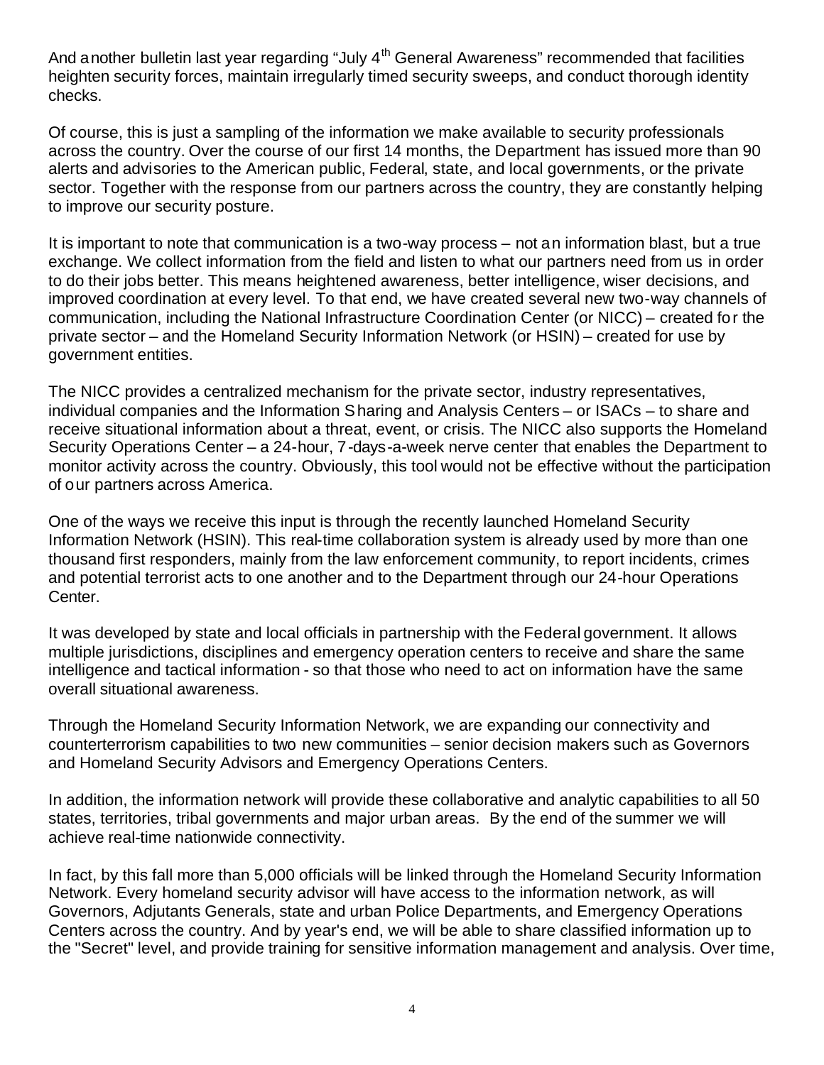And another bulletin last year regarding "July 4th General Awareness" recommended that facilities heighten security forces, maintain irregularly timed security sweeps, and conduct thorough identity checks.

Of course, this is just a sampling of the information we make available to security professionals across the country. Over the course of our first 14 months, the Department has issued more than 90 alerts and advisories to the American public, Federal, state, and local governments, or the private sector. Together with the response from our partners across the country, they are constantly helping to improve our security posture.

It is important to note that communication is a two-way process – not an information blast, but a true exchange. We collect information from the field and listen to what our partners need from us in order to do their jobs better. This means heightened awareness, better intelligence, wiser decisions, and improved coordination at every level. To that end, we have created several new two-way channels of communication, including the National Infrastructure Coordination Center (or NICC) – created for the private sector – and the Homeland Security Information Network (or HSIN) – created for use by government entities.

The NICC provides a centralized mechanism for the private sector, industry representatives, individual companies and the Information Sharing and Analysis Centers – or ISACs – to share and receive situational information about a threat, event, or crisis. The NICC also supports the Homeland Security Operations Center – a 24-hour, 7-days-a-week nerve center that enables the Department to monitor activity across the country. Obviously, this tool would not be effective without the participation of our partners across America.

One of the ways we receive this input is through the recently launched Homeland Security Information Network (HSIN). This real-time collaboration system is already used by more than one thousand first responders, mainly from the law enforcement community, to report incidents, crimes and potential terrorist acts to one another and to the Department through our 24-hour Operations Center.

It was developed by state and local officials in partnership with the Federal government. It allows multiple jurisdictions, disciplines and emergency operation centers to receive and share the same intelligence and tactical information - so that those who need to act on information have the same overall situational awareness.

Through the Homeland Security Information Network, we are expanding our connectivity and counterterrorism capabilities to two new communities – senior decision makers such as Governors and Homeland Security Advisors and Emergency Operations Centers.

In addition, the information network will provide these collaborative and analytic capabilities to all 50 states, territories, tribal governments and major urban areas. By the end of the summer we will achieve real-time nationwide connectivity.

In fact, by this fall more than 5,000 officials will be linked through the Homeland Security Information Network. Every homeland security advisor will have access to the information network, as will Governors, Adjutants Generals, state and urban Police Departments, and Emergency Operations Centers across the country. And by year's end, we will be able to share classified information up to the "Secret" level, and provide training for sensitive information management and analysis. Over time,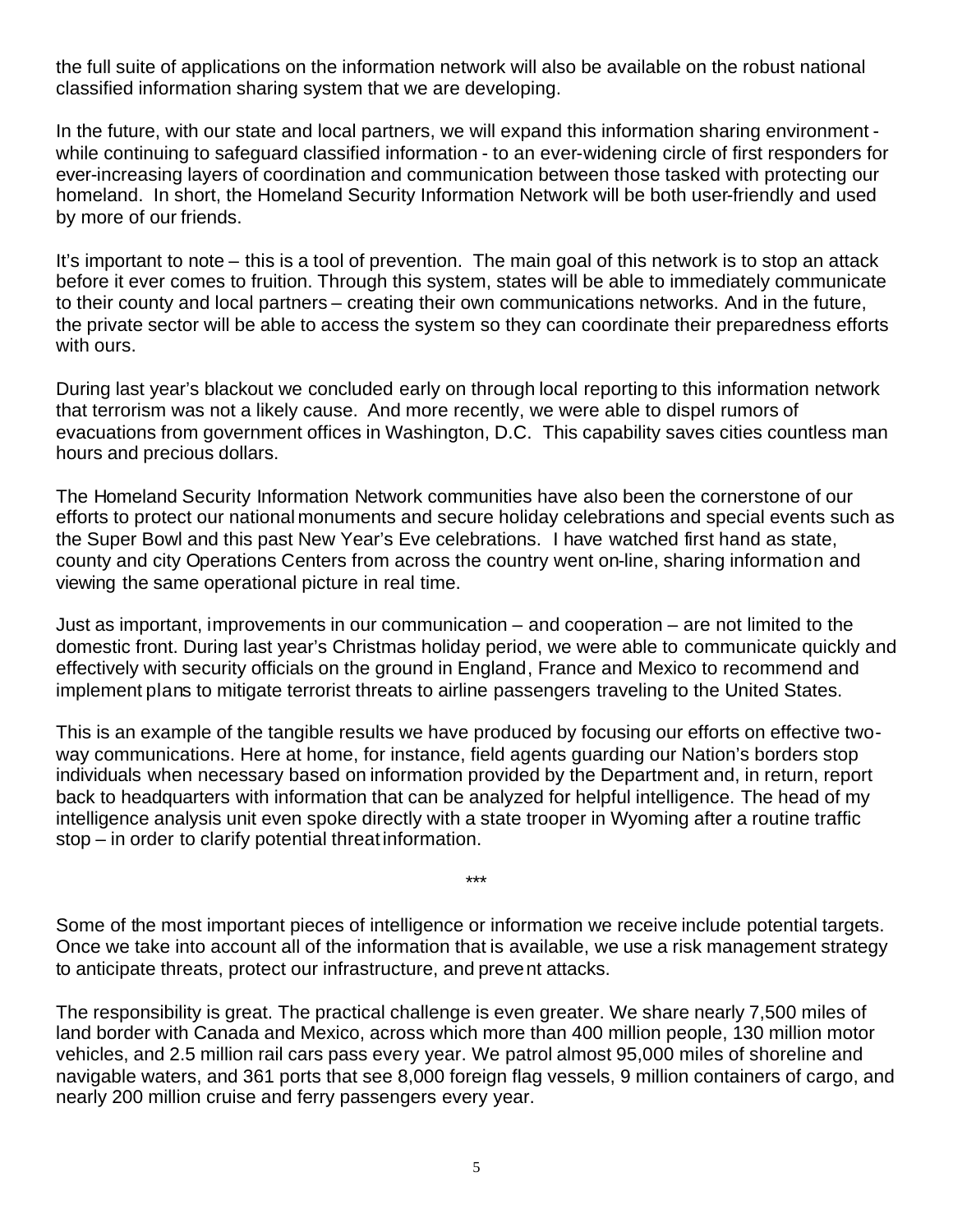the full suite of applications on the information network will also be available on the robust national classified information sharing system that we are developing.

In the future, with our state and local partners, we will expand this information sharing environment - while continuing to safeguard classified information - to an ever-widening circle of first responders for ever-increasing layers of coordination and communication between those tasked with protecting our homeland. In short, the Homeland Security Information Network will be both user-friendly and used by more of our friends.

It's important to note – this is a tool of prevention. The main goal of this network is to stop an attack before it ever comes to fruition. Through this system, states will be able to immediately communicate to their county and local partners – creating their own communications networks. And in the future, the private sector will be able to access the system so they can coordinate their preparedness efforts with ours.

During last year's blackout we concluded early on through local reporting to this information network that terrorism was not a likely cause. And more recently, we were able to dispel rumors of evacuations from government offices in Washington, D.C. This capability saves cities countless man hours and precious dollars.

The Homeland Security Information Network communities have also been the cornerstone of our efforts to protect our national monuments and secure holiday celebrations and special events such as the Super Bowl and this past New Year's Eve celebrations. I have watched first hand as state, county and city Operations Centers from across the country went on-line, sharing information and viewing the same operational picture in real time.

Just as important, improvements in our communication – and cooperation – are not limited to the domestic front. During last year's Christmas holiday period, we were able to communicate quickly and effectively with security officials on the ground in England, France and Mexico to recommend and implement plans to mitigate terrorist threats to airline passengers traveling to the United States.

This is an example of the tangible results we have produced by focusing our efforts on effective two-way communications. Here at home, for instance, field agents guarding our Nation's borders stop individuals when necessary based on information provided by the Department and, in return, report back to headquarters with information that can be analyzed for helpful intelligence. The head of my intelligence analysis unit even spoke directly with a state trooper in Wyoming after a routine traffic stop – in order to clarify potential threat information.

***

Some of the most important pieces of intelligence or information we receive include potential targets. Once we take into account all of the information that is available, we use a risk management strategy to anticipate threats, protect our infrastructure, and prevent attacks.

The responsibility is great. The practical challenge is even greater. We share nearly 7,500 miles of land border with Canada and Mexico, across which more than 400 million people, 130 million motor vehicles, and 2.5 million rail cars pass every year. We patrol almost 95,000 miles of shoreline and navigable waters, and 361 ports that see 8,000 foreign flag vessels, 9 million containers of cargo, and nearly 200 million cruise and ferry passengers every year.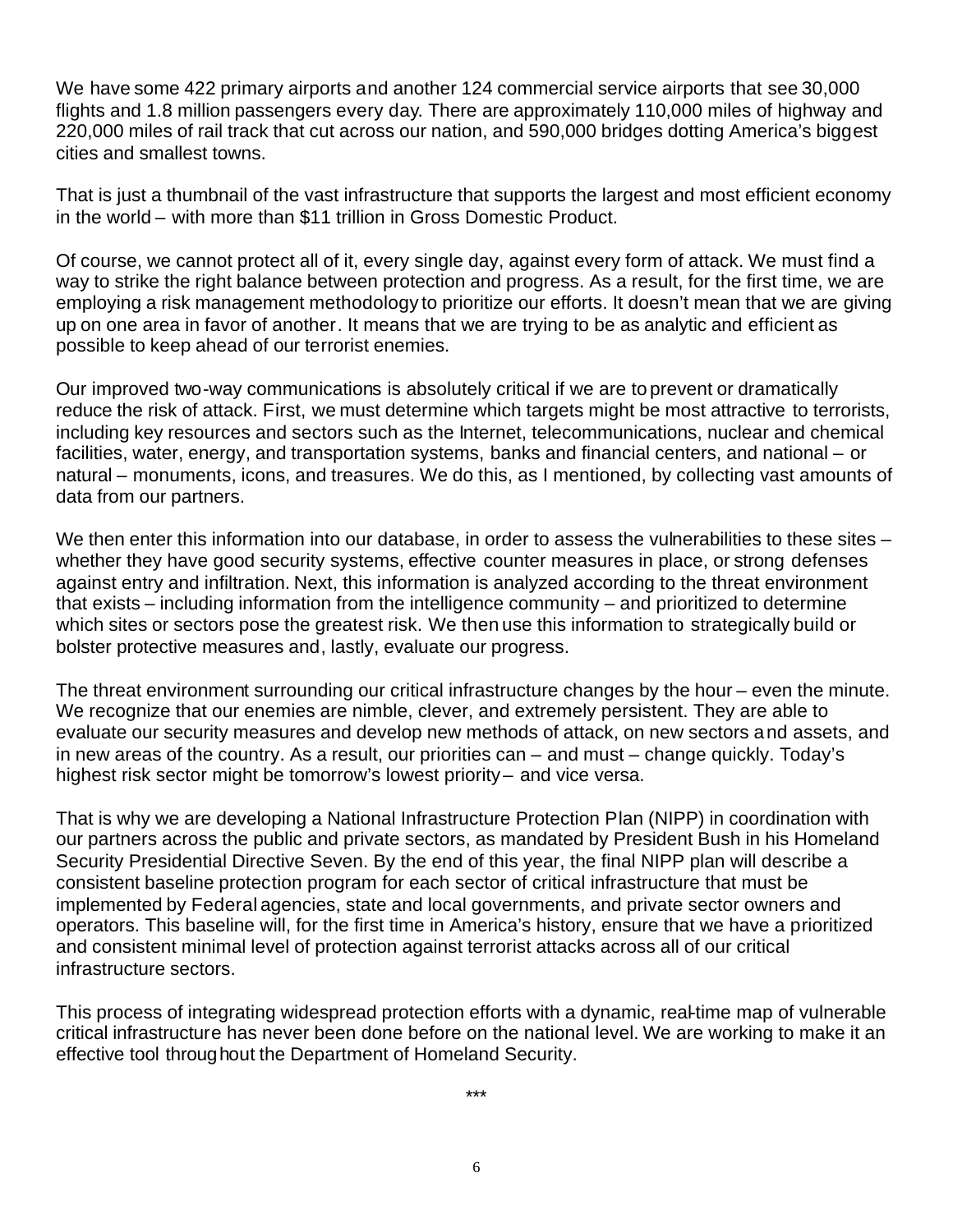We have some 422 primary airports and another 124 commercial service airports that see 30,000 flights and 1.8 million passengers every day. There are approximately 110,000 miles of highway and 220,000 miles of rail track that cut across our nation, and 590,000 bridges dotting America's biggest cities and smallest towns.

That is just a thumbnail of the vast infrastructure that supports the largest and most efficient economy in the world – with more than $11 trillion in Gross Domestic Product.

Of course, we cannot protect all of it, every single day, against every form of attack. We must find a way to strike the right balance between protection and progress. As a result, for the first time, we are employing a risk management methodology to prioritize our efforts. It doesn't mean that we are giving up on one area in favor of another. It means that we are trying to be as analytic and efficient as possible to keep ahead of our terrorist enemies.

Our improved two-way communications is absolutely critical if we are to prevent or dramatically reduce the risk of attack. First, we must determine which targets might be most attractive to terrorists, including key resources and sectors such as the Internet, telecommunications, nuclear and chemical facilities, water, energy, and transportation systems, banks and financial centers, and national – or natural – monuments, icons, and treasures. We do this, as I mentioned, by collecting vast amounts of data from our partners.

We then enter this information into our database, in order to assess the vulnerabilities to these sites – whether they have good security systems, effective counter measures in place, or strong defenses against entry and infiltration. Next, this information is analyzed according to the threat environment that exists – including information from the intelligence community – and prioritized to determine which sites or sectors pose the greatest risk. We then use this information to strategically build or bolster protective measures and, lastly, evaluate our progress.

The threat environment surrounding our critical infrastructure changes by the hour – even the minute. We recognize that our enemies are nimble, clever, and extremely persistent. They are able to evaluate our security measures and develop new methods of attack, on new sectors and assets, and in new areas of the country. As a result, our priorities can – and must – change quickly. Today's highest risk sector might be tomorrow's lowest priority – and vice versa.

That is why we are developing a National Infrastructure Protection Plan (NIPP) in coordination with our partners across the public and private sectors, as mandated by President Bush in his Homeland Security Presidential Directive Seven. By the end of this year, the final NIPP plan will describe a consistent baseline protection program for each sector of critical infrastructure that must be implemented by Federal agencies, state and local governments, and private sector owners and operators. This baseline will, for the first time in America's history, ensure that we have a prioritized and consistent minimal level of protection against terrorist attacks across all of our critical infrastructure sectors.

This process of integrating widespread protection efforts with a dynamic, real-time map of vulnerable critical infrastructure has never been done before on the national level. We are working to make it an effective tool throughout the Department of Homeland Security.

***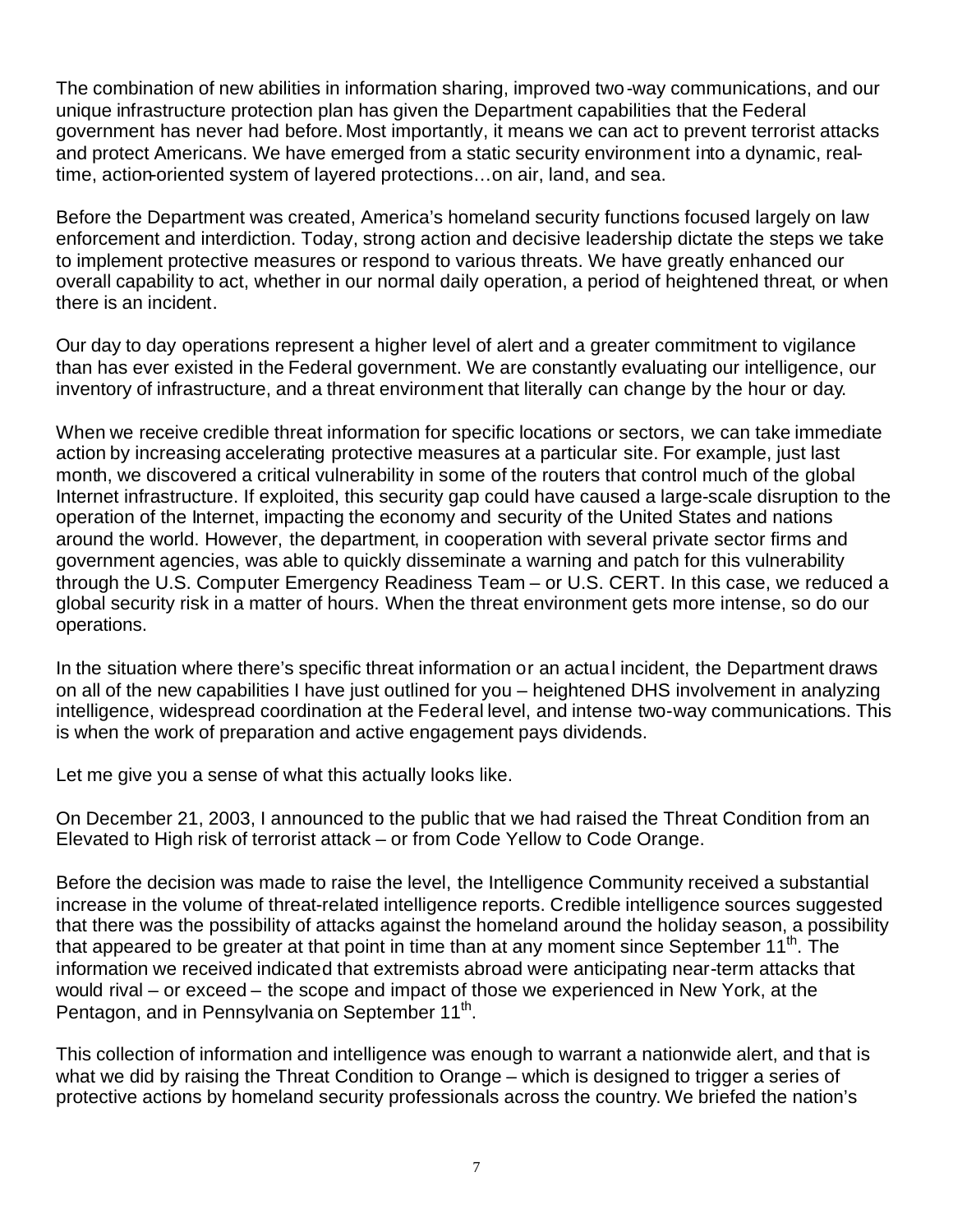The combination of new abilities in information sharing, improved two-way communications, and our unique infrastructure protection plan has given the Department capabilities that the Federal government has never had before. Most importantly, it means we can act to prevent terrorist attacks and protect Americans. We have emerged from a static security environment into a dynamic, real-time, action-oriented system of layered protections…on air, land, and sea.

Before the Department was created, America's homeland security functions focused largely on law enforcement and interdiction. Today, strong action and decisive leadership dictate the steps we take to implement protective measures or respond to various threats. We have greatly enhanced our overall capability to act, whether in our normal daily operation, a period of heightened threat, or when there is an incident.

Our day to day operations represent a higher level of alert and a greater commitment to vigilance than has ever existed in the Federal government. We are constantly evaluating our intelligence, our inventory of infrastructure, and a threat environment that literally can change by the hour or day.

When we receive credible threat information for specific locations or sectors, we can take immediate action by increasing accelerating protective measures at a particular site. For example, just last month, we discovered a critical vulnerability in some of the routers that control much of the global Internet infrastructure. If exploited, this security gap could have caused a large-scale disruption to the operation of the Internet, impacting the economy and security of the United States and nations around the world. However, the department, in cooperation with several private sector firms and government agencies, was able to quickly disseminate a warning and patch for this vulnerability through the U.S. Computer Emergency Readiness Team – or U.S. CERT. In this case, we reduced a global security risk in a matter of hours. When the threat environment gets more intense, so do our operations.

In the situation where there's specific threat information or an actual incident, the Department draws on all of the new capabilities I have just outlined for you – heightened DHS involvement in analyzing intelligence, widespread coordination at the Federal level, and intense two-way communications. This is when the work of preparation and active engagement pays dividends.

Let me give you a sense of what this actually looks like.

On December 21, 2003, I announced to the public that we had raised the Threat Condition from an Elevated to High risk of terrorist attack – or from Code Yellow to Code Orange.

Before the decision was made to raise the level, the Intelligence Community received a substantial increase in the volume of threat-related intelligence reports. Credible intelligence sources suggested that there was the possibility of attacks against the homeland around the holiday season, a possibility that appeared to be greater at that point in time than at any moment since September 11th. The information we received indicated that extremists abroad were anticipating near-term attacks that would rival – or exceed – the scope and impact of those we experienced in New York, at the Pentagon, and in Pennsylvania on September 11th.

This collection of information and intelligence was enough to warrant a nationwide alert, and that is what we did by raising the Threat Condition to Orange – which is designed to trigger a series of protective actions by homeland security professionals across the country. We briefed the nation's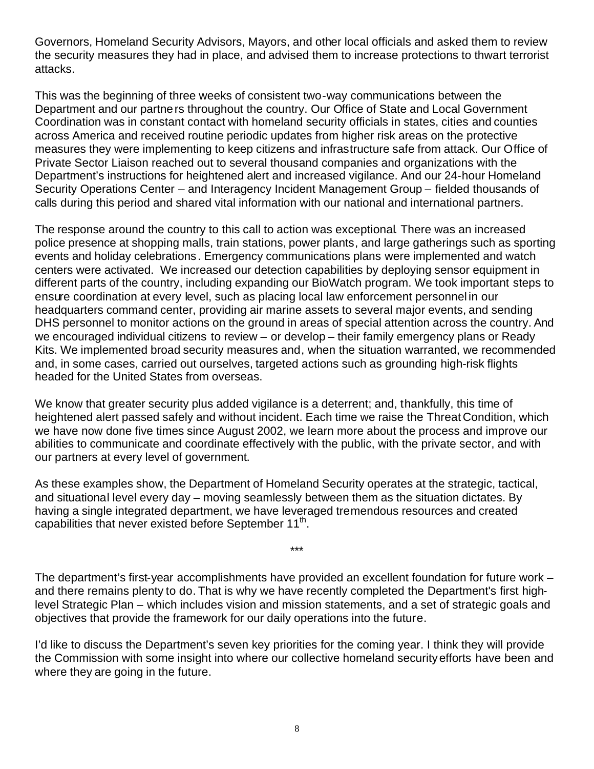Governors, Homeland Security Advisors, Mayors, and other local officials and asked them to review the security measures they had in place, and advised them to increase protections to thwart terrorist attacks.

This was the beginning of three weeks of consistent two-way communications between the Department and our partners throughout the country. Our Office of State and Local Government Coordination was in constant contact with homeland security officials in states, cities and counties across America and received routine periodic updates from higher risk areas on the protective measures they were implementing to keep citizens and infrastructure safe from attack. Our Office of Private Sector Liaison reached out to several thousand companies and organizations with the Department's instructions for heightened alert and increased vigilance. And our 24-hour Homeland Security Operations Center – and Interagency Incident Management Group – fielded thousands of calls during this period and shared vital information with our national and international partners.

The response around the country to this call to action was exceptional. There was an increased police presence at shopping malls, train stations, power plants, and large gatherings such as sporting events and holiday celebrations. Emergency communications plans were implemented and watch centers were activated. We increased our detection capabilities by deploying sensor equipment in different parts of the country, including expanding our BioWatch program. We took important steps to ensure coordination at every level, such as placing local law enforcement personnel in our headquarters command center, providing air marine assets to several major events, and sending DHS personnel to monitor actions on the ground in areas of special attention across the country. And we encouraged individual citizens to review – or develop – their family emergency plans or Ready Kits. We implemented broad security measures and, when the situation warranted, we recommended and, in some cases, carried out ourselves, targeted actions such as grounding high-risk flights headed for the United States from overseas.

We know that greater security plus added vigilance is a deterrent; and, thankfully, this time of heightened alert passed safely and without incident. Each time we raise the Threat Condition, which we have now done five times since August 2002, we learn more about the process and improve our abilities to communicate and coordinate effectively with the public, with the private sector, and with our partners at every level of government.

As these examples show, the Department of Homeland Security operates at the strategic, tactical, and situational level every day – moving seamlessly between them as the situation dictates. By having a single integrated department, we have leveraged tremendous resources and created capabilities that never existed before September 11th.

***

The department's first-year accomplishments have provided an excellent foundation for future work – and there remains plenty to do. That is why we have recently completed the Department's first high-level Strategic Plan – which includes vision and mission statements, and a set of strategic goals and objectives that provide the framework for our daily operations into the future.

I'd like to discuss the Department's seven key priorities for the coming year. I think they will provide the Commission with some insight into where our collective homeland security efforts have been and where they are going in the future.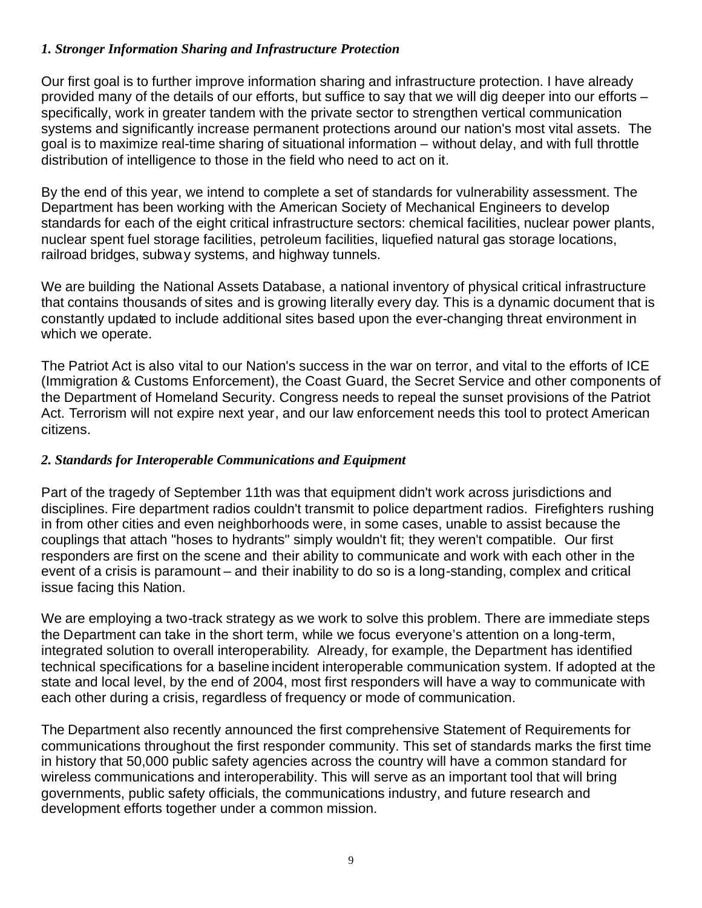### *1. Stronger Information Sharing and Infrastructure Protection*

Our first goal is to further improve information sharing and infrastructure protection. I have already provided many of the details of our efforts, but suffice to say that we will dig deeper into our efforts – specifically, work in greater tandem with the private sector to strengthen vertical communication systems and significantly increase permanent protections around our nation's most vital assets. The goal is to maximize real-time sharing of situational information – without delay, and with full throttle distribution of intelligence to those in the field who need to act on it.

By the end of this year, we intend to complete a set of standards for vulnerability assessment. The Department has been working with the American Society of Mechanical Engineers to develop standards for each of the eight critical infrastructure sectors: chemical facilities, nuclear power plants, nuclear spent fuel storage facilities, petroleum facilities, liquefied natural gas storage locations, railroad bridges, subway systems, and highway tunnels.

We are building the National Assets Database, a national inventory of physical critical infrastructure that contains thousands of sites and is growing literally every day. This is a dynamic document that is constantly updated to include additional sites based upon the ever-changing threat environment in which we operate.

The Patriot Act is also vital to our Nation's success in the war on terror, and vital to the efforts of ICE (Immigration & Customs Enforcement), the Coast Guard, the Secret Service and other components of the Department of Homeland Security. Congress needs to repeal the sunset provisions of the Patriot Act. Terrorism will not expire next year, and our law enforcement needs this tool to protect American citizens.

### *2. Standards for Interoperable Communications and Equipment*

Part of the tragedy of September 11th was that equipment didn't work across jurisdictions and disciplines. Fire department radios couldn't transmit to police department radios. Firefighters rushing in from other cities and even neighborhoods were, in some cases, unable to assist because the couplings that attach "hoses to hydrants" simply wouldn't fit; they weren't compatible. Our first responders are first on the scene and their ability to communicate and work with each other in the event of a crisis is paramount – and their inability to do so is a long-standing, complex and critical issue facing this Nation.

We are employing a two-track strategy as we work to solve this problem. There are immediate steps the Department can take in the short term, while we focus everyone's attention on a long-term, integrated solution to overall interoperability. Already, for example, the Department has identified technical specifications for a baseline incident interoperable communication system. If adopted at the state and local level, by the end of 2004, most first responders will have a way to communicate with each other during a crisis, regardless of frequency or mode of communication.

The Department also recently announced the first comprehensive Statement of Requirements for communications throughout the first responder community. This set of standards marks the first time in history that 50,000 public safety agencies across the country will have a common standard for wireless communications and interoperability. This will serve as an important tool that will bring governments, public safety officials, the communications industry, and future research and development efforts together under a common mission.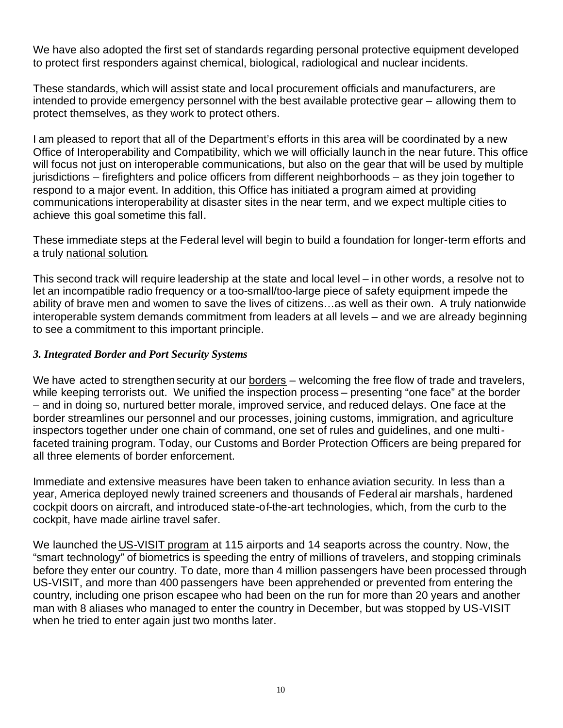We have also adopted the first set of standards regarding personal protective equipment developed to protect first responders against chemical, biological, radiological and nuclear incidents.

These standards, which will assist state and local procurement officials and manufacturers, are intended to provide emergency personnel with the best available protective gear – allowing them to protect themselves, as they work to protect others.

I am pleased to report that all of the Department's efforts in this area will be coordinated by a new Office of Interoperability and Compatibility, which we will officially launch in the near future. This office will focus not just on interoperable communications, but also on the gear that will be used by multiple jurisdictions – firefighters and police officers from different neighborhoods – as they join together to respond to a major event. In addition, this Office has initiated a program aimed at providing communications interoperability at disaster sites in the near term, and we expect multiple cities to achieve this goal sometime this fall.

These immediate steps at the Federal level will begin to build a foundation for longer-term efforts and a truly national solution.

This second track will require leadership at the state and local level – in other words, a resolve not to let an incompatible radio frequency or a too-small/too-large piece of safety equipment impede the ability of brave men and women to save the lives of citizens…as well as their own. A truly nationwide interoperable system demands commitment from leaders at all levels – and we are already beginning to see a commitment to this important principle.

### *3. Integrated Border and Port Security Systems*

We have acted to strengthen security at our borders – welcoming the free flow of trade and travelers, while keeping terrorists out. We unified the inspection process – presenting "one face" at the border – and in doing so, nurtured better morale, improved service, and reduced delays. One face at the border streamlines our personnel and our processes, joining customs, immigration, and agriculture inspectors together under one chain of command, one set of rules and guidelines, and one multi-faceted training program. Today, our Customs and Border Protection Officers are being prepared for all three elements of border enforcement.

Immediate and extensive measures have been taken to enhance aviation security. In less than a year, America deployed newly trained screeners and thousands of Federal air marshals, hardened cockpit doors on aircraft, and introduced state-of-the-art technologies, which, from the curb to the cockpit, have made airline travel safer.

We launched the US-VISIT program at 115 airports and 14 seaports across the country. Now, the "smart technology" of biometrics is speeding the entry of millions of travelers, and stopping criminals before they enter our country. To date, more than 4 million passengers have been processed through US-VISIT, and more than 400 passengers have been apprehended or prevented from entering the country, including one prison escapee who had been on the run for more than 20 years and another man with 8 aliases who managed to enter the country in December, but was stopped by US-VISIT when he tried to enter again just two months later.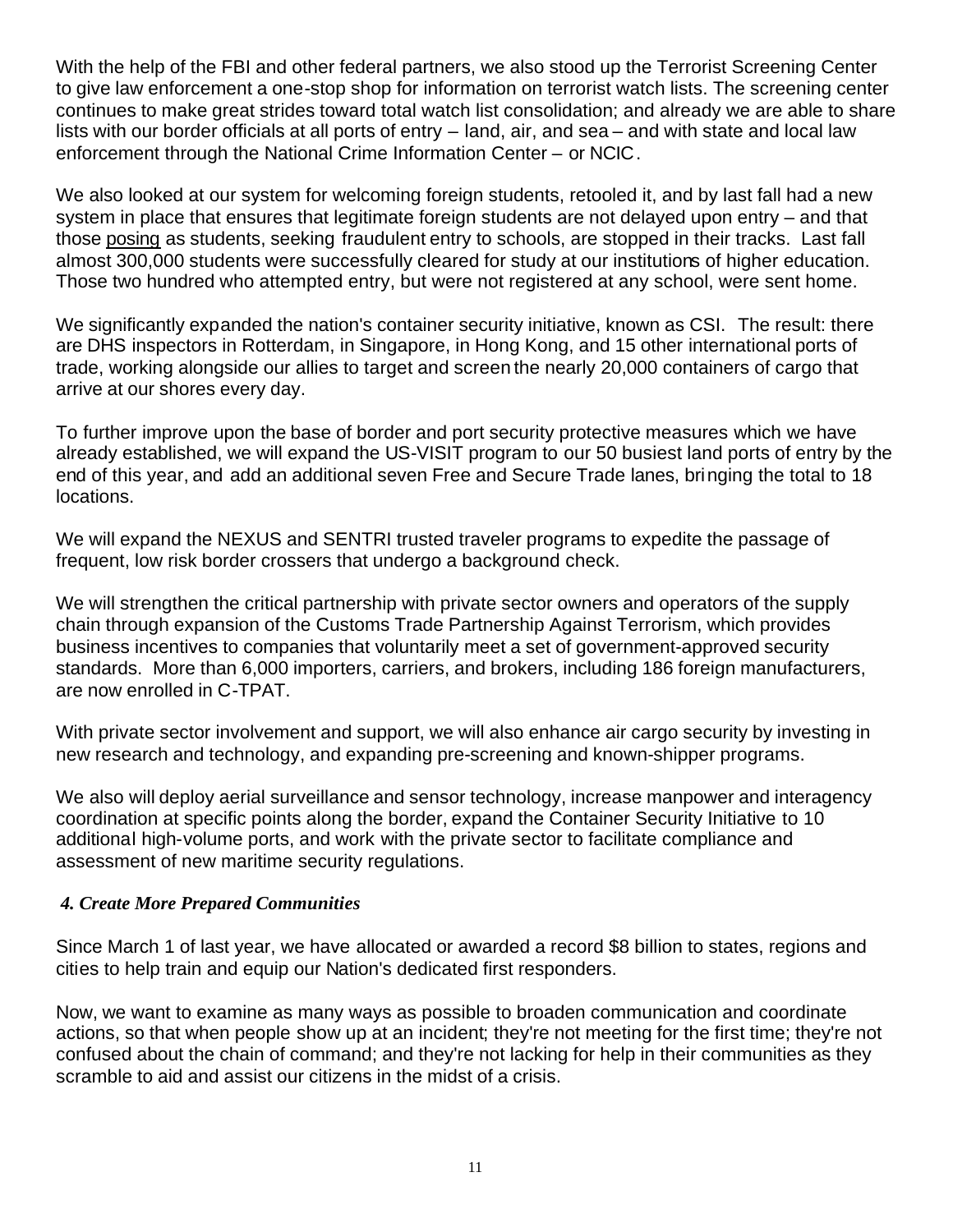With the help of the FBI and other federal partners, we also stood up the Terrorist Screening Center to give law enforcement a one-stop shop for information on terrorist watch lists. The screening center continues to make great strides toward total watch list consolidation; and already we are able to share lists with our border officials at all ports of entry – land, air, and sea – and with state and local law enforcement through the National Crime Information Center – or NCIC.

We also looked at our system for welcoming foreign students, retooled it, and by last fall had a new system in place that ensures that legitimate foreign students are not delayed upon entry – and that those posing as students, seeking fraudulent entry to schools, are stopped in their tracks. Last fall almost 300,000 students were successfully cleared for study at our institutions of higher education. Those two hundred who attempted entry, but were not registered at any school, were sent home.

We significantly expanded the nation's container security initiative, known as CSI. The result: there are DHS inspectors in Rotterdam, in Singapore, in Hong Kong, and 15 other international ports of trade, working alongside our allies to target and screen the nearly 20,000 containers of cargo that arrive at our shores every day.

To further improve upon the base of border and port security protective measures which we have already established, we will expand the US-VISIT program to our 50 busiest land ports of entry by the end of this year, and add an additional seven Free and Secure Trade lanes, bringing the total to 18 locations.

We will expand the NEXUS and SENTRI trusted traveler programs to expedite the passage of frequent, low risk border crossers that undergo a background check.

We will strengthen the critical partnership with private sector owners and operators of the supply chain through expansion of the Customs Trade Partnership Against Terrorism, which provides business incentives to companies that voluntarily meet a set of government-approved security standards. More than 6,000 importers, carriers, and brokers, including 186 foreign manufacturers, are now enrolled in C-TPAT.

With private sector involvement and support, we will also enhance air cargo security by investing in new research and technology, and expanding pre-screening and known-shipper programs.

We also will deploy aerial surveillance and sensor technology, increase manpower and interagency coordination at specific points along the border, expand the Container Security Initiative to 10 additional high-volume ports, and work with the private sector to facilitate compliance and assessment of new maritime security regulations.

### *4. Create More Prepared Communities*

Since March 1 of last year, we have allocated or awarded a record $8 billion to states, regions and cities to help train and equip our Nation's dedicated first responders.

Now, we want to examine as many ways as possible to broaden communication and coordinate actions, so that when people show up at an incident; they're not meeting for the first time; they're not confused about the chain of command; and they're not lacking for help in their communities as they scramble to aid and assist our citizens in the midst of a crisis.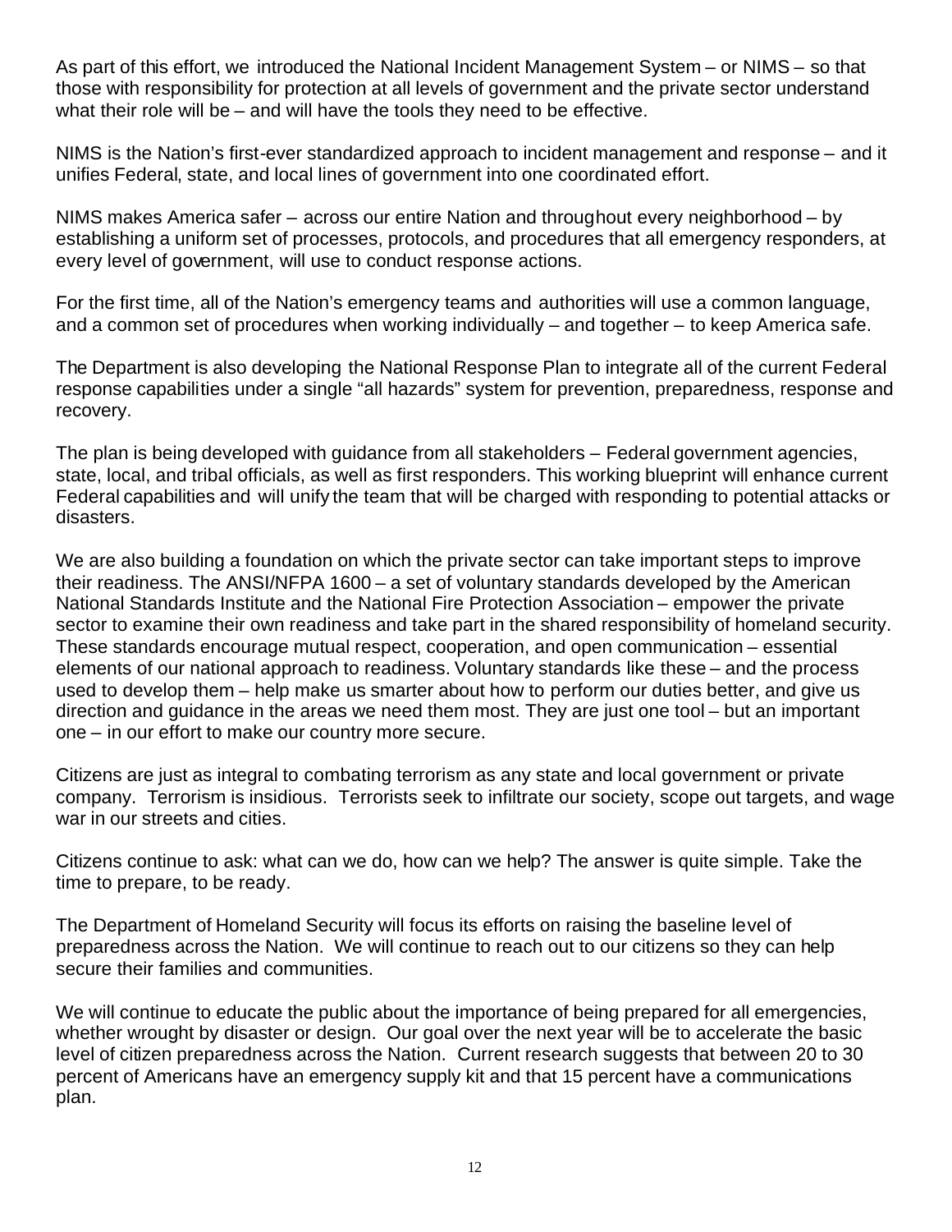As part of this effort, we introduced the National Incident Management System – or NIMS – so that those with responsibility for protection at all levels of government and the private sector understand what their role will be – and will have the tools they need to be effective.

NIMS is the Nation's first-ever standardized approach to incident management and response – and it unifies Federal, state, and local lines of government into one coordinated effort.

NIMS makes America safer – across our entire Nation and throughout every neighborhood – by establishing a uniform set of processes, protocols, and procedures that all emergency responders, at every level of government, will use to conduct response actions.

For the first time, all of the Nation's emergency teams and authorities will use a common language, and a common set of procedures when working individually – and together – to keep America safe.

The Department is also developing the National Response Plan to integrate all of the current Federal response capabilities under a single "all hazards" system for prevention, preparedness, response and recovery.

The plan is being developed with guidance from all stakeholders – Federal government agencies, state, local, and tribal officials, as well as first responders. This working blueprint will enhance current Federal capabilities and will unify the team that will be charged with responding to potential attacks or disasters.

We are also building a foundation on which the private sector can take important steps to improve their readiness. The ANSI/NFPA 1600 – a set of voluntary standards developed by the American National Standards Institute and the National Fire Protection Association – empower the private sector to examine their own readiness and take part in the shared responsibility of homeland security. These standards encourage mutual respect, cooperation, and open communication – essential elements of our national approach to readiness. Voluntary standards like these – and the process used to develop them – help make us smarter about how to perform our duties better, and give us direction and guidance in the areas we need them most. They are just one tool – but an important one – in our effort to make our country more secure.

Citizens are just as integral to combating terrorism as any state and local government or private company. Terrorism is insidious. Terrorists seek to infiltrate our society, scope out targets, and wage war in our streets and cities.

Citizens continue to ask: what can we do, how can we help? The answer is quite simple. Take the time to prepare, to be ready.

The Department of Homeland Security will focus its efforts on raising the baseline level of preparedness across the Nation. We will continue to reach out to our citizens so they can help secure their families and communities.

We will continue to educate the public about the importance of being prepared for all emergencies, whether wrought by disaster or design. Our goal over the next year will be to accelerate the basic level of citizen preparedness across the Nation. Current research suggests that between 20 to 30 percent of Americans have an emergency supply kit and that 15 percent have a communications plan.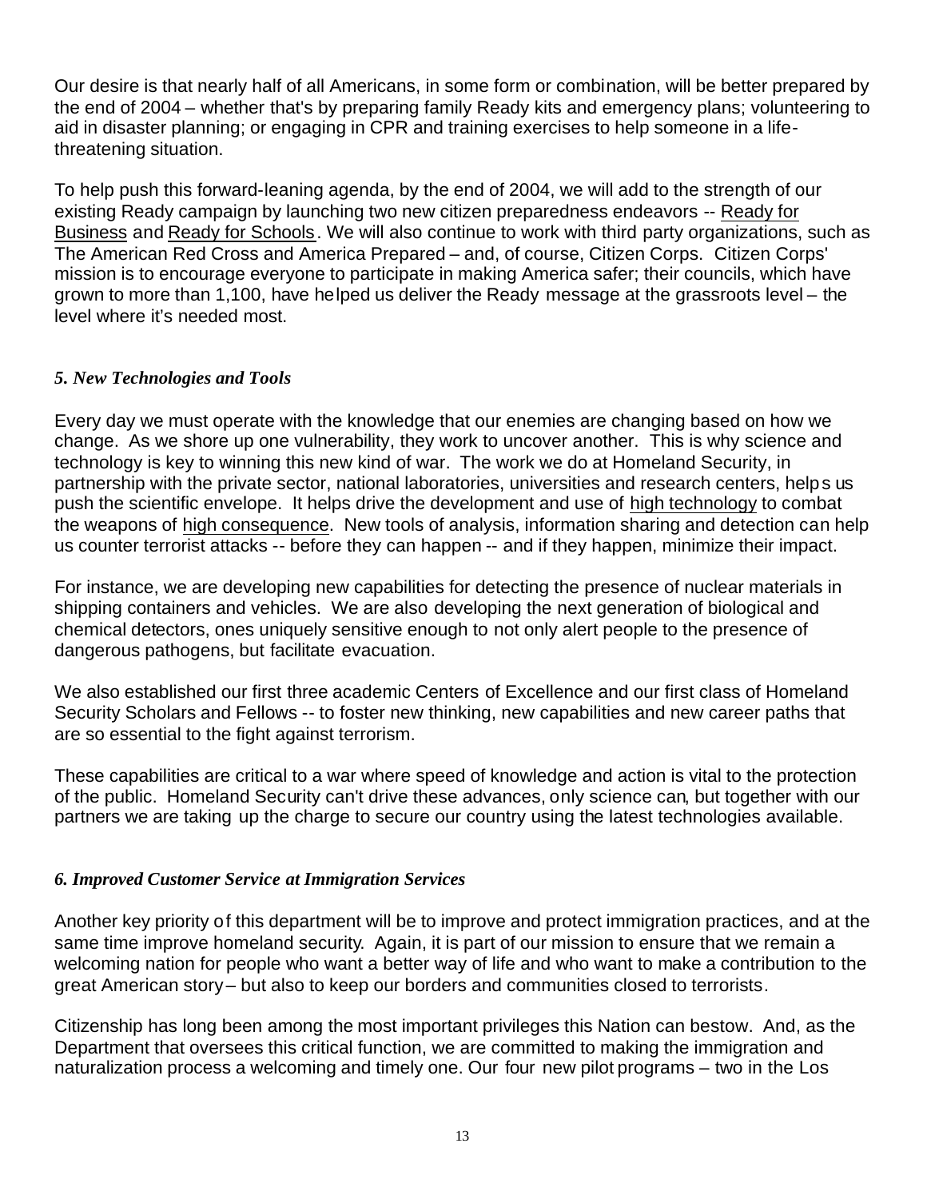Our desire is that nearly half of all Americans, in some form or combination, will be better prepared by the end of 2004 – whether that's by preparing family Ready kits and emergency plans; volunteering to aid in disaster planning; or engaging in CPR and training exercises to help someone in a life-threatening situation.

To help push this forward-leaning agenda, by the end of 2004, we will add to the strength of our existing Ready campaign by launching two new citizen preparedness endeavors -- Ready for Business and Ready for Schools. We will also continue to work with third party organizations, such as The American Red Cross and America Prepared – and, of course, Citizen Corps. Citizen Corps' mission is to encourage everyone to participate in making America safer; their councils, which have grown to more than 1,100, have helped us deliver the Ready message at the grassroots level – the level where it's needed most.

### *5. New Technologies and Tools*

Every day we must operate with the knowledge that our enemies are changing based on how we change. As we shore up one vulnerability, they work to uncover another. This is why science and technology is key to winning this new kind of war. The work we do at Homeland Security, in partnership with the private sector, national laboratories, universities and research centers, helps us push the scientific envelope. It helps drive the development and use of high technology to combat the weapons of high consequence. New tools of analysis, information sharing and detection can help us counter terrorist attacks -- before they can happen -- and if they happen, minimize their impact.

For instance, we are developing new capabilities for detecting the presence of nuclear materials in shipping containers and vehicles. We are also developing the next generation of biological and chemical detectors, ones uniquely sensitive enough to not only alert people to the presence of dangerous pathogens, but facilitate evacuation.

We also established our first three academic Centers of Excellence and our first class of Homeland Security Scholars and Fellows -- to foster new thinking, new capabilities and new career paths that are so essential to the fight against terrorism.

These capabilities are critical to a war where speed of knowledge and action is vital to the protection of the public. Homeland Security can't drive these advances, only science can, but together with our partners we are taking up the charge to secure our country using the latest technologies available.

### *6. Improved Customer Service at Immigration Services*

Another key priority of this department will be to improve and protect immigration practices, and at the same time improve homeland security. Again, it is part of our mission to ensure that we remain a welcoming nation for people who want a better way of life and who want to make a contribution to the great American story – but also to keep our borders and communities closed to terrorists.

Citizenship has long been among the most important privileges this Nation can bestow. And, as the Department that oversees this critical function, we are committed to making the immigration and naturalization process a welcoming and timely one. Our four new pilot programs – two in the Los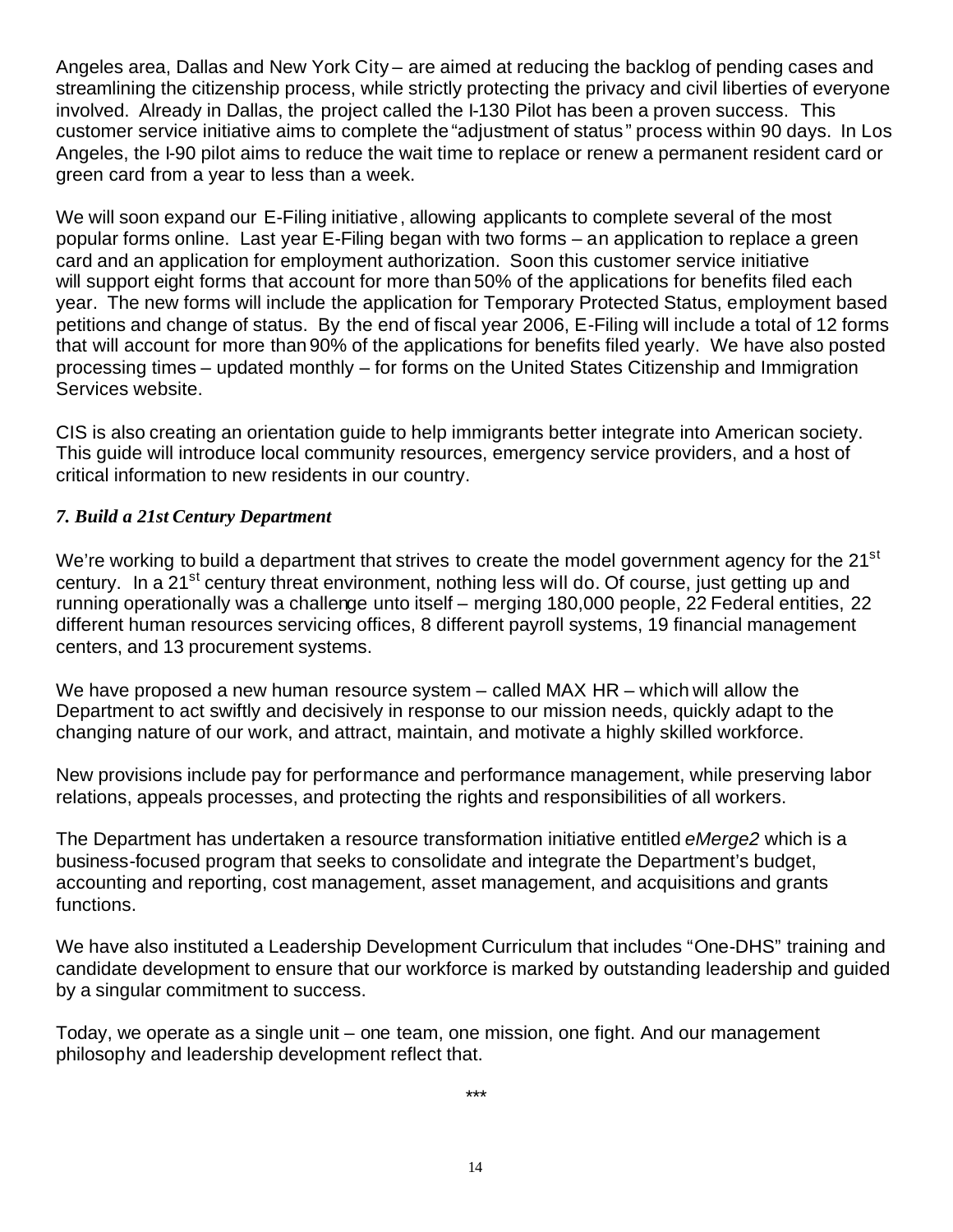Angeles area, Dallas and New York City – are aimed at reducing the backlog of pending cases and streamlining the citizenship process, while strictly protecting the privacy and civil liberties of everyone involved. Already in Dallas, the project called the I-130 Pilot has been a proven success. This customer service initiative aims to complete the "adjustment of status" process within 90 days. In Los Angeles, the I-90 pilot aims to reduce the wait time to replace or renew a permanent resident card or green card from a year to less than a week.

We will soon expand our E-Filing initiative, allowing applicants to complete several of the most popular forms online. Last year E-Filing began with two forms – an application to replace a green card and an application for employment authorization. Soon this customer service initiative will support eight forms that account for more than 50% of the applications for benefits filed each year. The new forms will include the application for Temporary Protected Status, employment based petitions and change of status. By the end of fiscal year 2006, E-Filing will include a total of 12 forms that will account for more than 90% of the applications for benefits filed yearly. We have also posted processing times – updated monthly – for forms on the United States Citizenship and Immigration Services website.

CIS is also creating an orientation guide to help immigrants better integrate into American society. This guide will introduce local community resources, emergency service providers, and a host of critical information to new residents in our country.

### *7. Build a 21st Century Department*

We're working to build a department that strives to create the model government agency for the 21st century. In a 21st century threat environment, nothing less will do. Of course, just getting up and running operationally was a challenge unto itself – merging 180,000 people, 22 Federal entities, 22 different human resources servicing offices, 8 different payroll systems, 19 financial management centers, and 13 procurement systems.

We have proposed a new human resource system – called MAX HR – which will allow the Department to act swiftly and decisively in response to our mission needs, quickly adapt to the changing nature of our work, and attract, maintain, and motivate a highly skilled workforce.

New provisions include pay for performance and performance management, while preserving labor relations, appeals processes, and protecting the rights and responsibilities of all workers.

The Department has undertaken a resource transformation initiative entitled *eMerge2* which is a business-focused program that seeks to consolidate and integrate the Department's budget, accounting and reporting, cost management, asset management, and acquisitions and grants functions.

We have also instituted a Leadership Development Curriculum that includes "One-DHS" training and candidate development to ensure that our workforce is marked by outstanding leadership and guided by a singular commitment to success.

Today, we operate as a single unit – one team, one mission, one fight. And our management philosophy and leadership development reflect that.

***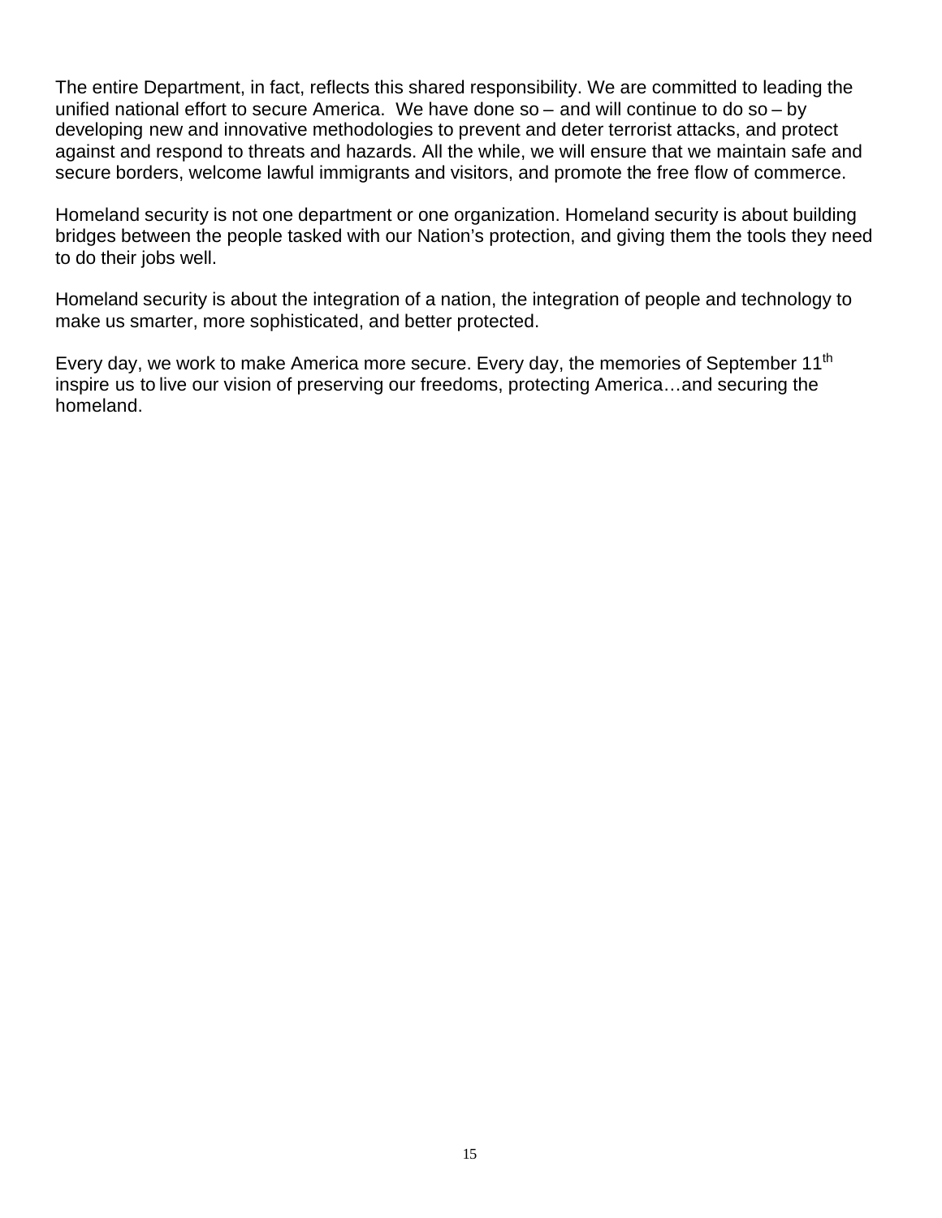The entire Department, in fact, reflects this shared responsibility. We are committed to leading the unified national effort to secure America. We have done so – and will continue to do so – by developing new and innovative methodologies to prevent and deter terrorist attacks, and protect against and respond to threats and hazards. All the while, we will ensure that we maintain safe and secure borders, welcome lawful immigrants and visitors, and promote the free flow of commerce.

Homeland security is not one department or one organization. Homeland security is about building bridges between the people tasked with our Nation's protection, and giving them the tools they need to do their jobs well.

Homeland security is about the integration of a nation, the integration of people and technology to make us smarter, more sophisticated, and better protected.

Every day, we work to make America more secure. Every day, the memories of September 11th inspire us to live our vision of preserving our freedoms, protecting America…and securing the homeland.